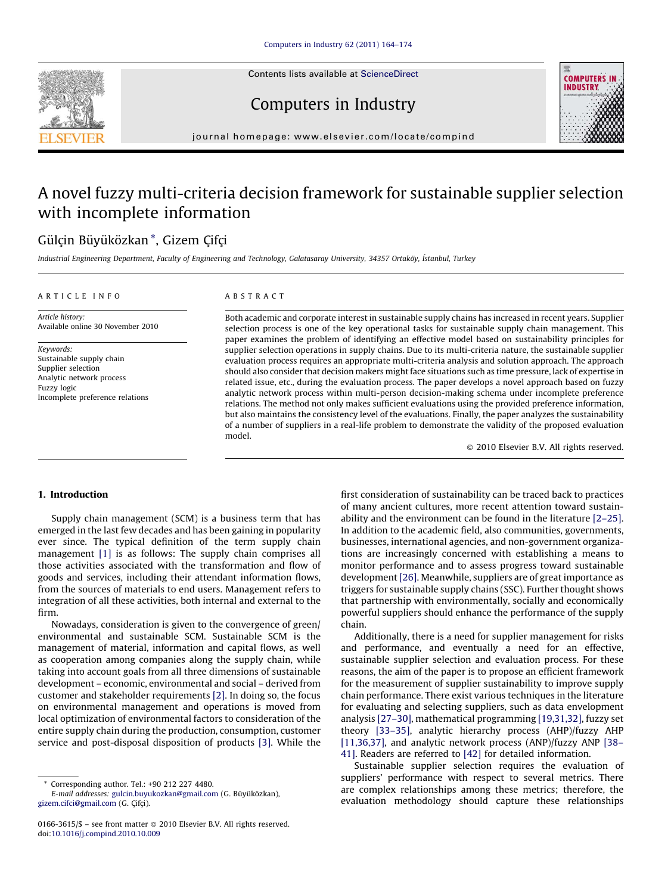Contents lists available at ScienceDirect

# Computers in Industry

journal homepage: www.elsevier.com/locate/compind

# A novel fuzzy multi-criteria decision framework for sustainable supplier selection with incomplete information

Gülçin Büyüközkan *, Gizem Çifçi

*Industrial Engineering Department, Faculty of Engineering and Technology, Galatasaray University, 34357 Ortaköy, İstanbul, Turkey*

ARTICLE INFO

*Article history:*
Available online 30 November 2010

*Keywords:*
Sustainable supply chain
Supplier selection
Analytic network process
Fuzzy logic
Incomplete preference relations

ABSTRACT

Both academic and corporate interest in sustainable supply chains has increased in recent years. Supplier selection process is one of the key operational tasks for sustainable supply chain management. This paper examines the problem of identifying an effective model based on sustainability principles for supplier selection operations in supply chains. Due to its multi-criteria nature, the sustainable supplier evaluation process requires an appropriate multi-criteria analysis and solution approach. The approach should also consider that decision makers might face situations such as time pressure, lack of expertise in related issue, etc., during the evaluation process. The paper develops a novel approach based on fuzzy analytic network process within multi-person decision-making schema under incomplete preference relations. The method not only makes sufficient evaluations using the provided preference information, but also maintains the consistency level of the evaluations. Finally, the paper analyzes the sustainability of a number of suppliers in a real-life problem to demonstrate the validity of the proposed evaluation model.

© 2010 Elsevier B.V. All rights reserved.

## 1. Introduction

Supply chain management (SCM) is a business term that has emerged in the last few decades and has been gaining in popularity ever since. The typical definition of the term supply chain management [1] is as follows: The supply chain comprises all those activities associated with the transformation and flow of goods and services, including their attendant information flows, from the sources of materials to end users. Management refers to integration of all these activities, both internal and external to the firm.

Nowadays, consideration is given to the convergence of green/environmental and sustainable SCM. Sustainable SCM is the management of material, information and capital flows, as well as cooperation among companies along the supply chain, while taking into account goals from all three dimensions of sustainable development – economic, environmental and social – derived from customer and stakeholder requirements [2]. In doing so, the focus on environmental management and operations is moved from local optimization of environmental factors to consideration of the entire supply chain during the production, consumption, customer service and post-disposal disposition of products [3]. While the first consideration of sustainability can be traced back to practices of many ancient cultures, more recent attention toward sustainability and the environment can be found in the literature [2–25]. In addition to the academic field, also communities, governments, businesses, international agencies, and non-government organizations are increasingly concerned with establishing a means to monitor performance and to assess progress toward sustainable development [26]. Meanwhile, suppliers are of great importance as triggers for sustainable supply chains (SSC). Further thought shows that partnership with environmentally, socially and economically powerful suppliers should enhance the performance of the supply chain.

Additionally, there is a need for supplier management for risks and performance, and eventually a need for an effective, sustainable supplier selection and evaluation process. For these reasons, the aim of the paper is to propose an efficient framework for the measurement of supplier sustainability to improve supply chain performance. There exist various techniques in the literature for evaluating and selecting suppliers, such as data envelopment analysis [27–30], mathematical programming [19,31,32], fuzzy set theory [33–35], analytic hierarchy process (AHP)/fuzzy AHP [11,36,37], and analytic network process (ANP)/fuzzy ANP [38–41]. Readers are referred to [42] for detailed information.

Sustainable supplier selection requires the evaluation of suppliers' performance with respect to several metrics. There are complex relationships among these metrics; therefore, the evaluation methodology should capture these relationships

* Corresponding author. Tel.: +90 212 227 4480.
*E-mail addresses:* gulcin.buyukozkan@gmail.com (G. Büyüközkan), gizem.cifci@gmail.com (G. Çifçi).

0166-3615/$ – see front matter © 2010 Elsevier B.V. All rights reserved.
doi:10.1016/j.compind.2010.10.009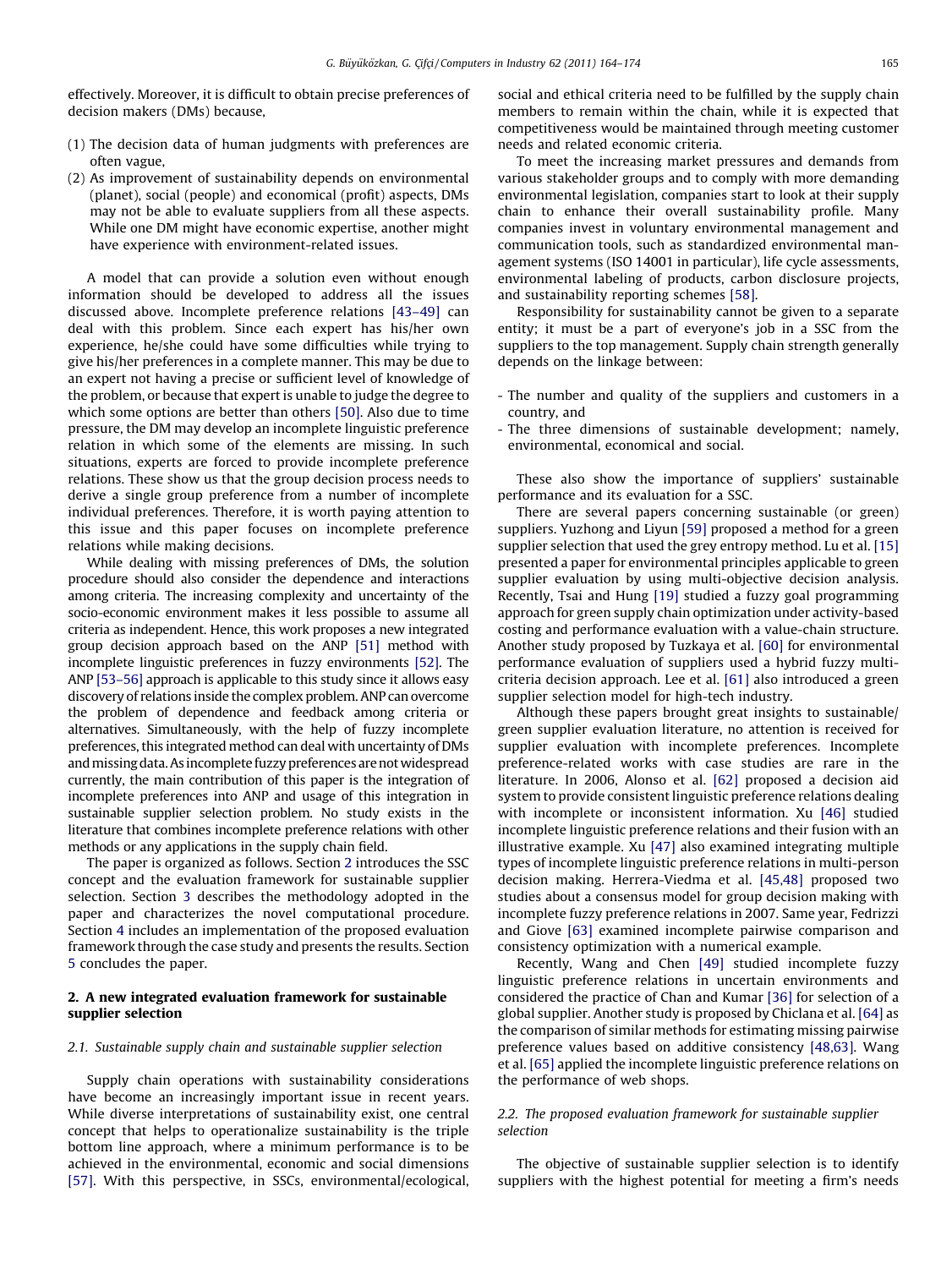effectively. Moreover, it is difficult to obtain precise preferences of decision makers (DMs) because,

(1) The decision data of human judgments with preferences are often vague,
(2) As improvement of sustainability depends on environmental (planet), social (people) and economical (profit) aspects, DMs may not be able to evaluate suppliers from all these aspects. While one DM might have economic expertise, another might have experience with environment-related issues.

A model that can provide a solution even without enough information should be developed to address all the issues discussed above. Incomplete preference relations [43–49] can deal with this problem. Since each expert has his/her own experience, he/she could have some difficulties while trying to give his/her preferences in a complete manner. This may be due to an expert not having a precise or sufficient level of knowledge of the problem, or because that expert is unable to judge the degree to which some options are better than others [50]. Also due to time pressure, the DM may develop an incomplete linguistic preference relation in which some of the elements are missing. In such situations, experts are forced to provide incomplete preference relations. These show us that the group decision process needs to derive a single group preference from a number of incomplete individual preferences. Therefore, it is worth paying attention to this issue and this paper focuses on incomplete preference relations while making decisions.

While dealing with missing preferences of DMs, the solution procedure should also consider the dependence and interactions among criteria. The increasing complexity and uncertainty of the socio-economic environment makes it less possible to assume all criteria as independent. Hence, this work proposes a new integrated group decision approach based on the ANP [51] method with incomplete linguistic preferences in fuzzy environments [52]. The ANP [53–56] approach is applicable to this study since it allows easy discovery of relations inside the complex problem. ANP can overcome the problem of dependence and feedback among criteria or alternatives. Simultaneously, with the help of fuzzy incomplete preferences, this integrated method can deal with uncertainty of DMs and missing data. As incomplete fuzzy preferences are not widespread currently, the main contribution of this paper is the integration of incomplete preferences into ANP and usage of this integration in sustainable supplier selection problem. No study exists in the literature that combines incomplete preference relations with other methods or any applications in the supply chain field.

The paper is organized as follows. Section 2 introduces the SSC concept and the evaluation framework for sustainable supplier selection. Section 3 describes the methodology adopted in the paper and characterizes the novel computational procedure. Section 4 includes an implementation of the proposed evaluation framework through the case study and presents the results. Section 5 concludes the paper.

## 2. A new integrated evaluation framework for sustainable supplier selection

### 2.1. Sustainable supply chain and sustainable supplier selection

Supply chain operations with sustainability considerations have become an increasingly important issue in recent years. While diverse interpretations of sustainability exist, one central concept that helps to operationalize sustainability is the triple bottom line approach, where a minimum performance is to be achieved in the environmental, economic and social dimensions [57]. With this perspective, in SSCs, environmental/ecological, social and ethical criteria need to be fulfilled by the supply chain members to remain within the chain, while it is expected that competitiveness would be maintained through meeting customer needs and related economic criteria.

To meet the increasing market pressures and demands from various stakeholder groups and to comply with more demanding environmental legislation, companies start to look at their supply chain to enhance their overall sustainability profile. Many companies invest in voluntary environmental management and communication tools, such as standardized environmental management systems (ISO 14001 in particular), life cycle assessments, environmental labeling of products, carbon disclosure projects, and sustainability reporting schemes [58].

Responsibility for sustainability cannot be given to a separate entity; it must be a part of everyone's job in a SSC from the suppliers to the top management. Supply chain strength generally depends on the linkage between:

- The number and quality of the suppliers and customers in a country, and
- The three dimensions of sustainable development; namely, environmental, economical and social.

These also show the importance of suppliers' sustainable performance and its evaluation for a SSC.

There are several papers concerning sustainable (or green) suppliers. Yuzhong and Liyun [59] proposed a method for a green supplier selection that used the grey entropy method. Lu et al. [15] presented a paper for environmental principles applicable to green supplier evaluation by using multi-objective decision analysis. Recently, Tsai and Hung [19] studied a fuzzy goal programming approach for green supply chain optimization under activity-based costing and performance evaluation with a value-chain structure. Another study proposed by Tuzkaya et al. [60] for environmental performance evaluation of suppliers used a hybrid fuzzy multi-criteria decision approach. Lee et al. [61] also introduced a green supplier selection model for high-tech industry.

Although these papers brought great insights to sustainable/green supplier evaluation literature, no attention is received for supplier evaluation with incomplete preferences. Incomplete preference-related works with case studies are rare in the literature. In 2006, Alonso et al. [62] proposed a decision aid system to provide consistent linguistic preference relations dealing with incomplete or inconsistent information. Xu [46] studied incomplete linguistic preference relations and their fusion with an illustrative example. Xu [47] also examined integrating multiple types of incomplete linguistic preference relations in multi-person decision making. Herrera-Viedma et al. [45,48] proposed two studies about a consensus model for group decision making with incomplete fuzzy preference relations in 2007. Same year, Fedrizzi and Giove [63] examined incomplete pairwise comparison and consistency optimization with a numerical example.

Recently, Wang and Chen [49] studied incomplete fuzzy linguistic preference relations in uncertain environments and considered the practice of Chan and Kumar [36] for selection of a global supplier. Another study is proposed by Chiclana et al. [64] as the comparison of similar methods for estimating missing pairwise preference values based on additive consistency [48,63]. Wang et al. [65] applied the incomplete linguistic preference relations on the performance of web shops.

### 2.2. The proposed evaluation framework for sustainable supplier selection

The objective of sustainable supplier selection is to identify suppliers with the highest potential for meeting a firm's needs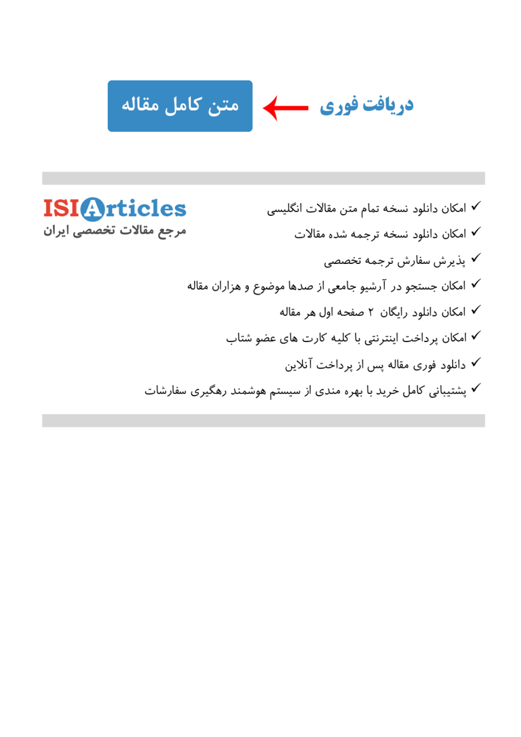دریافت فوری ← متن کامل مقاله

**ISIArticles**
مرجع مقالات تخصصی ایران

- ✓ امکان دانلود نسخه تمام متن مقالات انگلیسی
- ✓ امکان دانلود نسخه ترجمه شده مقالات
- ✓ پذیرش سفارش ترجمه تخصصی
- ✓ امکان جستجو در آرشیو جامعی از صدها موضوع و هزاران مقاله
- ✓ امکان دانلود رایگان ۲ صفحه اول هر مقاله
- ✓ امکان پرداخت اینترنتی با کلیه کارت های عضو شتاب
- ✓ دانلود فوری مقاله پس از پرداخت آنلاین
- ✓ پشتیبانی کامل خرید با بهره مندی از سیستم هوشمند رهگیری سفارشات